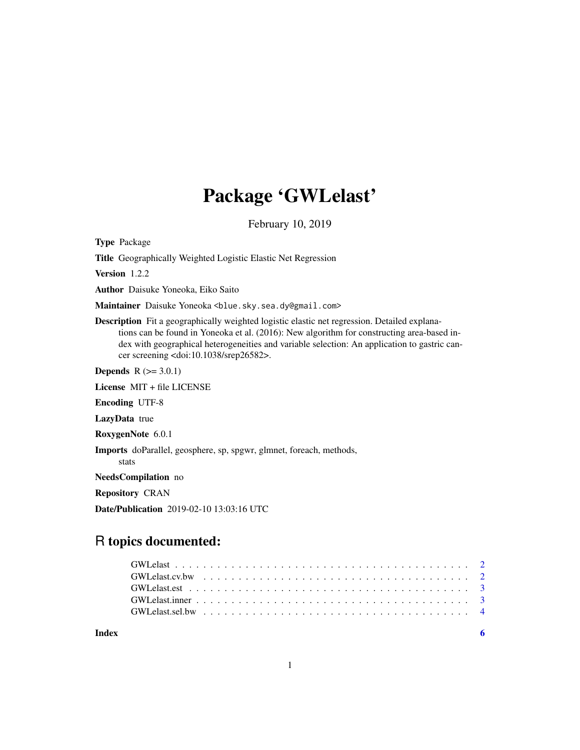# Package 'GWLelast'

February 10, 2019

**Type** Package

**Title** Geographically Weighted Logistic Elastic Net Regression

**Version** 1.2.2

**Author** Daisuke Yoneoka, Eiko Saito

**Maintainer** Daisuke Yoneoka <blue.sky.sea.dy@gmail.com>

**Description** Fit a geographically weighted logistic elastic net regression. Detailed explanations can be found in Yoneoka et al. (2016): New algorithm for constructing area-based index with geographical heterogeneities and variable selection: An application to gastric cancer screening <doi:10.1038/srep26582>.

**Depends** R (>= 3.0.1)

**License** MIT + file LICENSE

**Encoding** UTF-8

**LazyData** true

**RoxygenNote** 6.0.1

**Imports** doParallel, geosphere, sp, spgwr, glmnet, foreach, methods, stats

**NeedsCompilation** no

**Repository** CRAN

**Date/Publication** 2019-02-10 13:03:16 UTC

## R topics documented:

- GWLelast . . . . . . . . . . . . . . . . . . . . . . . . . . . . . . . . . . . . . . . . 2
- GWLelast.cv.bw . . . . . . . . . . . . . . . . . . . . . . . . . . . . . . . . . . . . 2
- GWLelast.est . . . . . . . . . . . . . . . . . . . . . . . . . . . . . . . . . . . . . 3
- GWLelast.inner . . . . . . . . . . . . . . . . . . . . . . . . . . . . . . . . . . . . 3
- GWLelast.sel.bw . . . . . . . . . . . . . . . . . . . . . . . . . . . . . . . . . . . 4

**Index** 6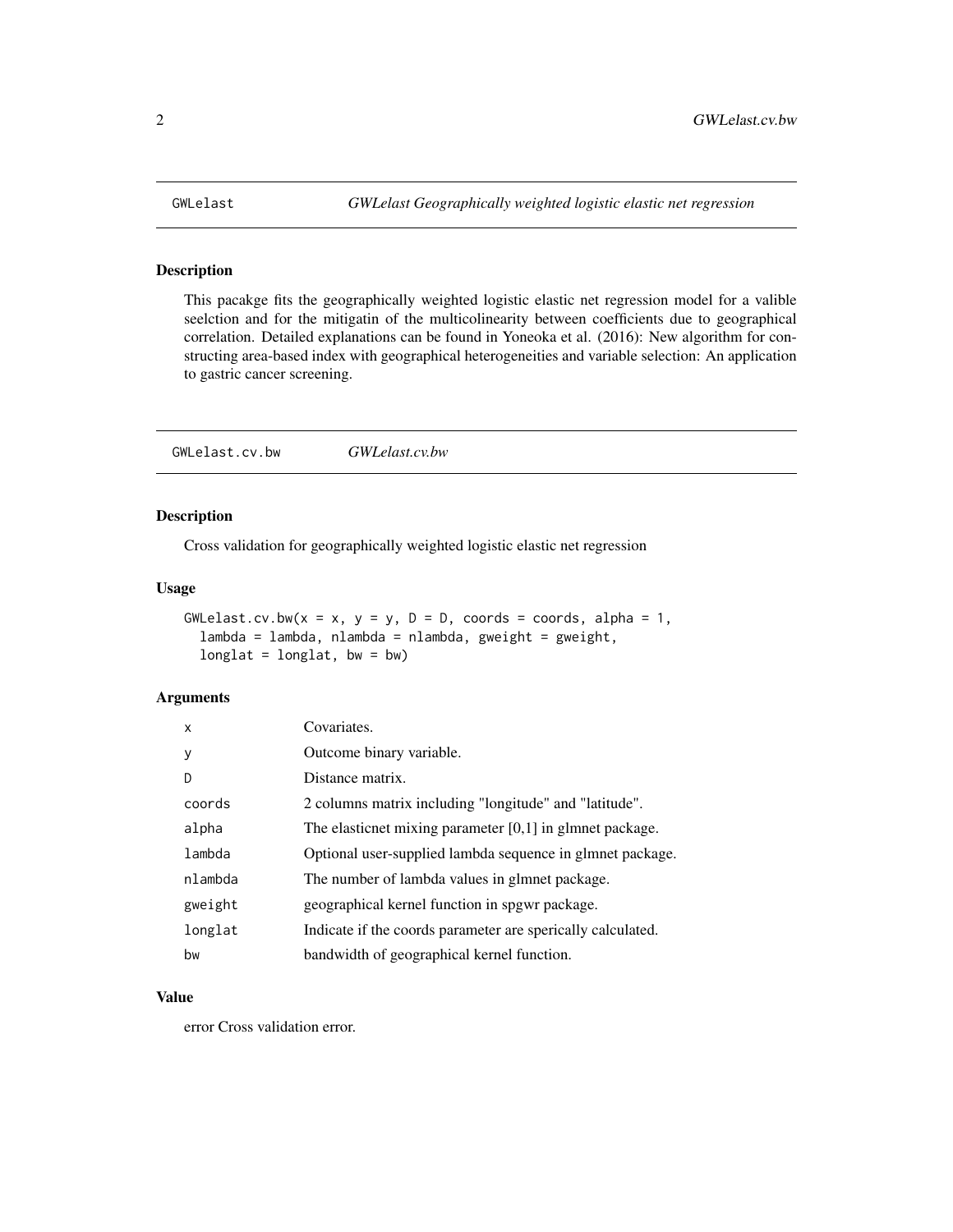## GWLelast — *GWLelast Geographically weighted logistic elastic net regression*

### Description

This pacakge fits the geographically weighted logistic elastic net regression model for a valible seelction and for the mitigatin of the multicolinearity between coefficients due to geographical correlation. Detailed explanations can be found in Yoneoka et al. (2016): New algorithm for constructing area-based index with geographical heterogeneities and variable selection: An application to gastric cancer screening.

## GWLelast.cv.bw — *GWLelast.cv.bw*

### Description

Cross validation for geographically weighted logistic elastic net regression

### Usage

```
GWLelast.cv.bw(x = x, y = y, D = D, coords = coords, alpha = 1,
  lambda = lambda, nlambda = nlambda, gweight = gweight,
  longlat = longlat, bw = bw)
```

### Arguments

| | |
|---|---|
| x | Covariates. |
| y | Outcome binary variable. |
| D | Distance matrix. |
| coords | 2 columns matrix including "longitude" and "latitude". |
| alpha | The elasticnet mixing parameter [0,1] in glmnet package. |
| lambda | Optional user-supplied lambda sequence in glmnet package. |
| nlambda | The number of lambda values in glmnet package. |
| gweight | geographical kernel function in spgwr package. |
| longlat | Indicate if the coords parameter are sperically calculated. |
| bw | bandwidth of geographical kernel function. |

### Value

error Cross validation error.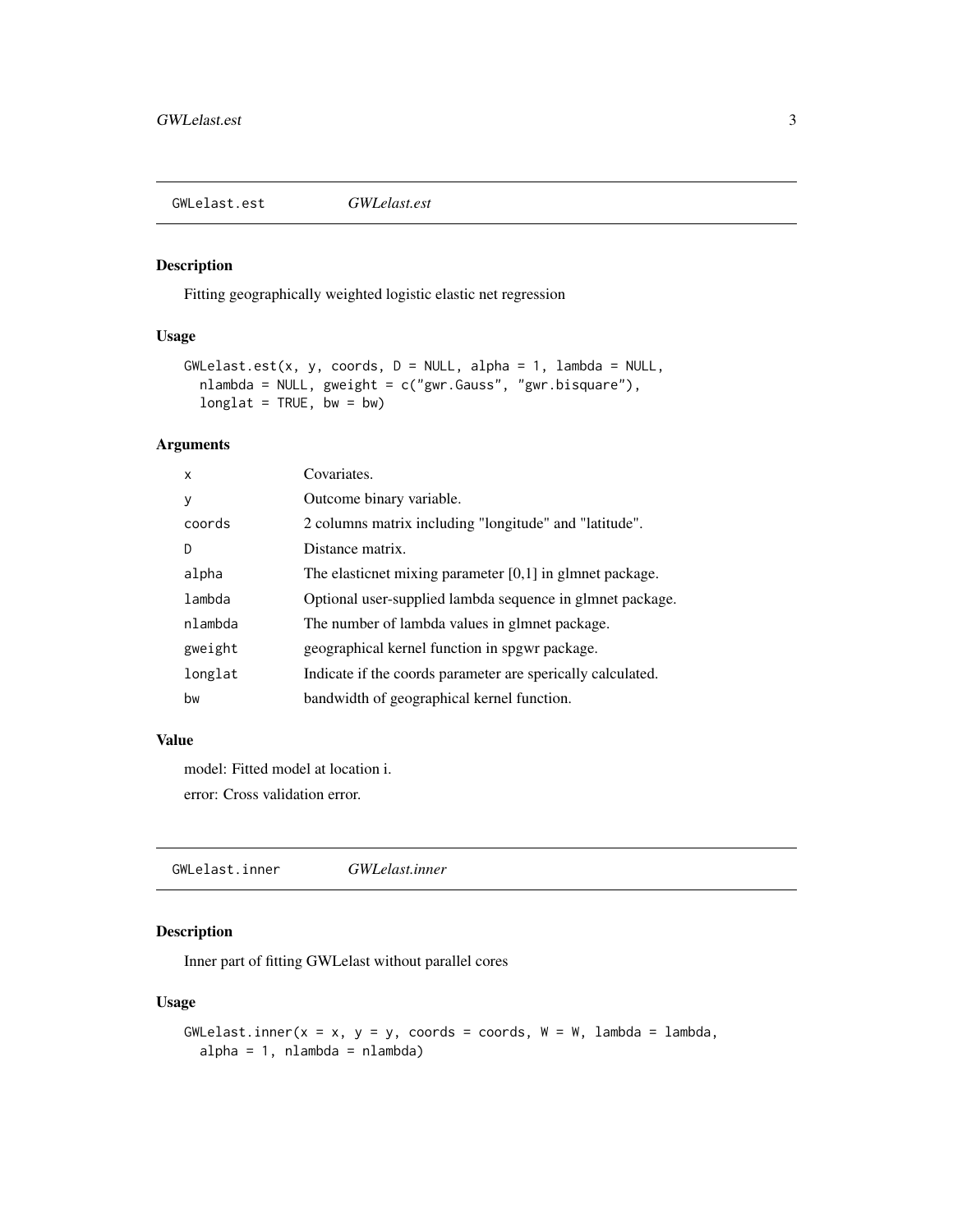## GWLelast.est *GWLelast.est*

### Description

Fitting geographically weighted logistic elastic net regression

### Usage

```
GWLelast.est(x, y, coords, D = NULL, alpha = 1, lambda = NULL,
  nlambda = NULL, gweight = c("gwr.Gauss", "gwr.bisquare"),
  longlat = TRUE, bw = bw)
```

### Arguments

| | |
|---|---|
| x | Covariates. |
| y | Outcome binary variable. |
| coords | 2 columns matrix including "longitude" and "latitude". |
| D | Distance matrix. |
| alpha | The elasticnet mixing parameter [0,1] in glmnet package. |
| lambda | Optional user-supplied lambda sequence in glmnet package. |
| nlambda | The number of lambda values in glmnet package. |
| gweight | geographical kernel function in spgwr package. |
| longlat | Indicate if the coords parameter are sperically calculated. |
| bw | bandwidth of geographical kernel function. |

### Value

model: Fitted model at location i.

error: Cross validation error.

## GWLelast.inner *GWLelast.inner*

### Description

Inner part of fitting GWLelast without parallel cores

### Usage

```
GWLelast.inner(x = x, y = y, coords = coords, W = W, lambda = lambda,
  alpha = 1, nlambda = nlambda)
```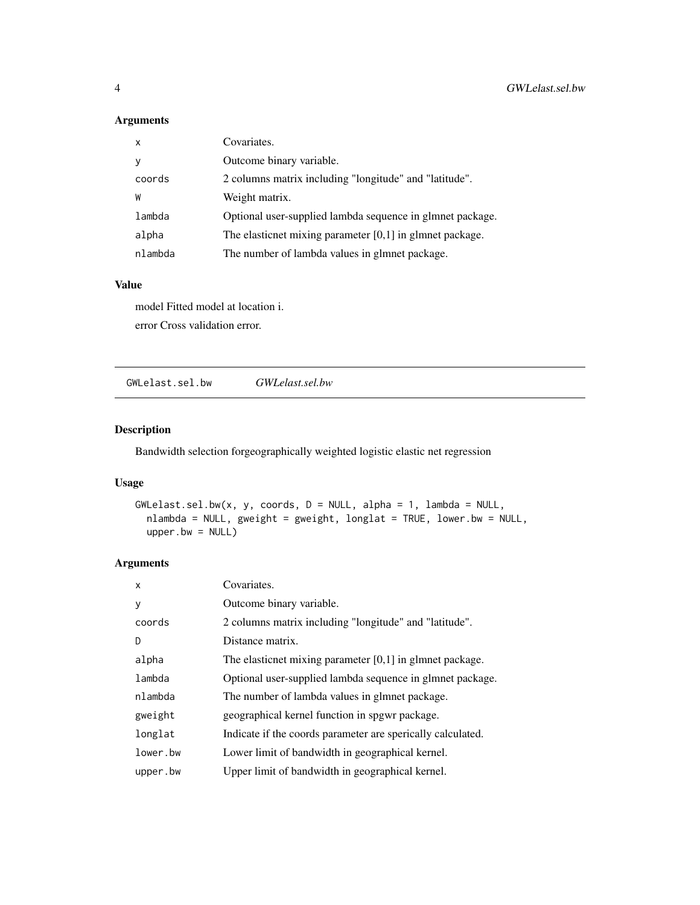### Arguments

| | |
|---|---|
| x | Covariates. |
| y | Outcome binary variable. |
| coords | 2 columns matrix including "longitude" and "latitude". |
| W | Weight matrix. |
| lambda | Optional user-supplied lambda sequence in glmnet package. |
| alpha | The elasticnet mixing parameter [0,1] in glmnet package. |
| nlambda | The number of lambda values in glmnet package. |

### Value

model Fitted model at location i.

error Cross validation error.

---

## GWLelast.sel.bw *GWLelast.sel.bw*

### Description

Bandwidth selection forgeographically weighted logistic elastic net regression

### Usage

```
GWLelast.sel.bw(x, y, coords, D = NULL, alpha = 1, lambda = NULL,
  nlambda = NULL, gweight = gweight, longlat = TRUE, lower.bw = NULL,
  upper.bw = NULL)
```

### Arguments

| | |
|---|---|
| x | Covariates. |
| y | Outcome binary variable. |
| coords | 2 columns matrix including "longitude" and "latitude". |
| D | Distance matrix. |
| alpha | The elasticnet mixing parameter [0,1] in glmnet package. |
| lambda | Optional user-supplied lambda sequence in glmnet package. |
| nlambda | The number of lambda values in glmnet package. |
| gweight | geographical kernel function in spgwr package. |
| longlat | Indicate if the coords parameter are sperically calculated. |
| lower.bw | Lower limit of bandwidth in geographical kernel. |
| upper.bw | Upper limit of bandwidth in geographical kernel. |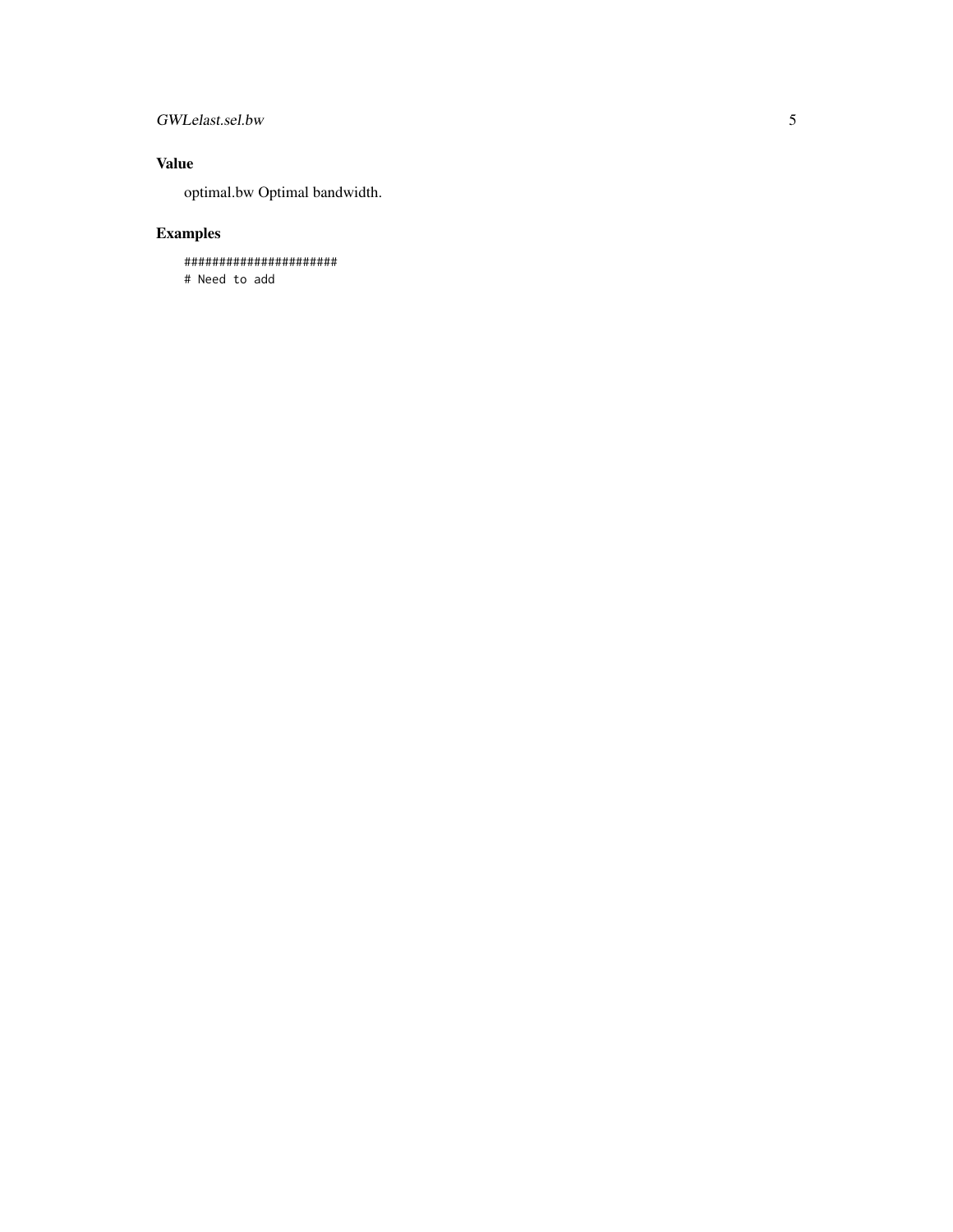## Value

optimal.bw Optimal bandwidth.

## Examples

```
######################
# Need to add
```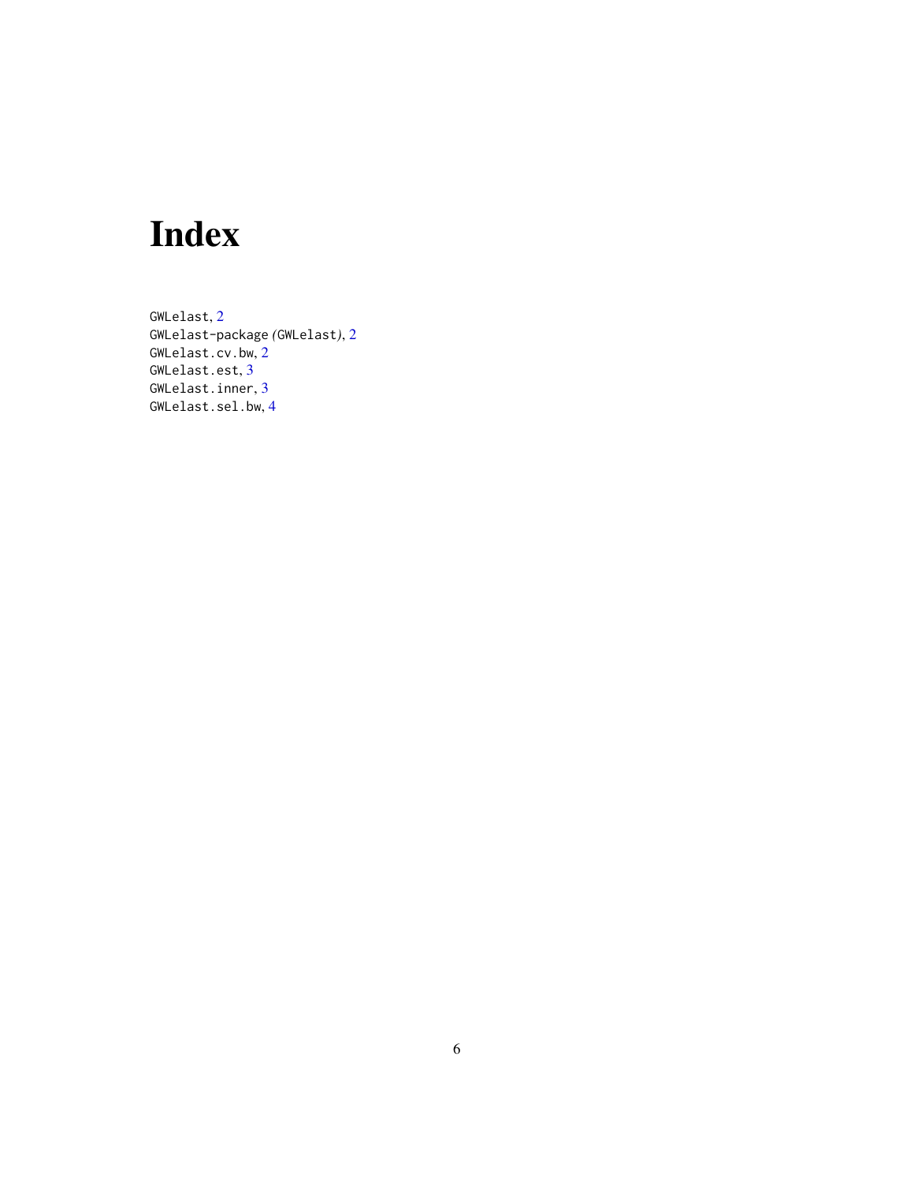# Index

GWLelast, 2
GWLelast-package *(*GWLelast*)*, 2
GWLelast.cv.bw, 2
GWLelast.est, 3
GWLelast.inner, 3
GWLelast.sel.bw, 4